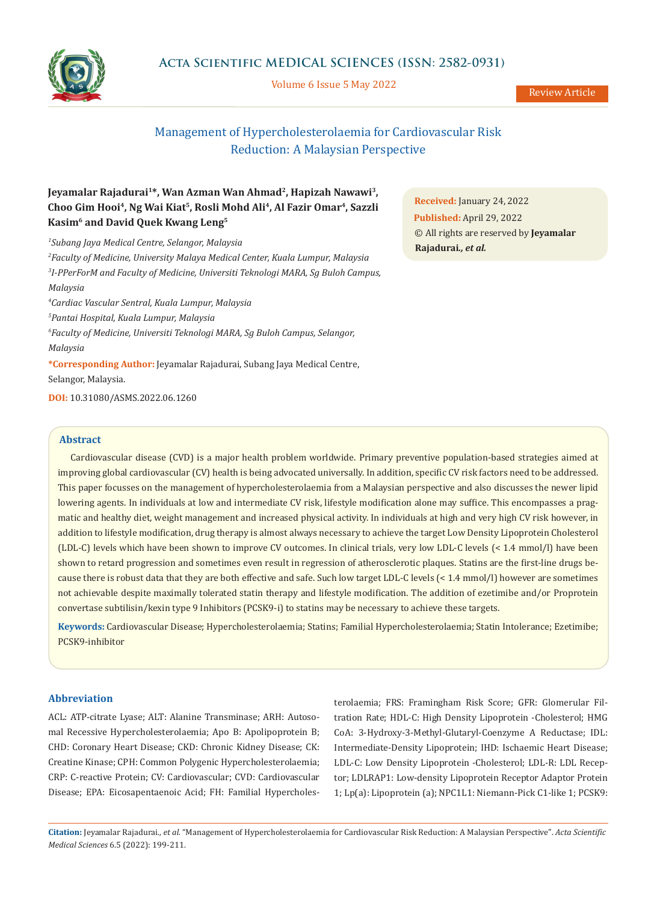Review Article

# Management of Hypercholesterolaemia for Cardiovascular Risk Reduction: A Malaysian Perspective

**Jeyamalar Rajadurai[1]*, Wan Azman Wan Ahmad[2], Hapizah Nawawi[3], Choo Gim Hooi[4], Ng Wai Kiat[5], Rosli Mohd Ali[4], Al Fazir Omar[4], Sazzli Kasim[6] and David Quek Kwang Leng[5]**

[1]*Subang Jaya Medical Centre, Selangor, Malaysia*

[2]*Faculty of Medicine, University Malaya Medical Center, Kuala Lumpur, Malaysia*

[3]*I-PPerForM and Faculty of Medicine, Universiti Teknologi MARA, Sg Buloh Campus, Malaysia*

[4]*Cardiac Vascular Sentral, Kuala Lumpur, Malaysia*

[5]*Pantai Hospital, Kuala Lumpur, Malaysia*

[6]*Faculty of Medicine, Universiti Teknologi MARA, Sg Buloh Campus, Selangor, Malaysia*

**\*Corresponding Author:** Jeyamalar Rajadurai, Subang Jaya Medical Centre, Selangor, Malaysia.

**DOI:** 10.31080/ASMS.2022.06.1260

**Received:** January 24, 2022

**Published:** April 29, 2022

© All rights are reserved by **Jeyamalar Rajadurai*., et al.***

## Abstract

Cardiovascular disease (CVD) is a major health problem worldwide. Primary preventive population-based strategies aimed at improving global cardiovascular (CV) health is being advocated universally. In addition, specific CV risk factors need to be addressed. This paper focusses on the management of hypercholesterolaemia from a Malaysian perspective and also discusses the newer lipid lowering agents. In individuals at low and intermediate CV risk, lifestyle modification alone may suffice. This encompasses a pragmatic and healthy diet, weight management and increased physical activity. In individuals at high and very high CV risk however, in addition to lifestyle modification, drug therapy is almost always necessary to achieve the target Low Density Lipoprotein Cholesterol (LDL-C) levels which have been shown to improve CV outcomes. In clinical trials, very low LDL-C levels (< 1.4 mmol/l) have been shown to retard progression and sometimes even result in regression of atherosclerotic plaques. Statins are the first-line drugs because there is robust data that they are both effective and safe. Such low target LDL-C levels (< 1.4 mmol/l) however are sometimes not achievable despite maximally tolerated statin therapy and lifestyle modification. The addition of ezetimibe and/or Proprotein convertase subtilisin/kexin type 9 Inhibitors (PCSK9-i) to statins may be necessary to achieve these targets.

**Keywords:** Cardiovascular Disease; Hypercholesterolaemia; Statins; Familial Hypercholesterolaemia; Statin Intolerance; Ezetimibe; PCSK9-inhibitor

## Abbreviation

ACL: ATP-citrate Lyase; ALT: Alanine Transminase; ARH: Autosomal Recessive Hypercholesterolaemia; Apo B: Apolipoprotein B; CHD: Coronary Heart Disease; CKD: Chronic Kidney Disease; CK: Creatine Kinase; CPH: Common Polygenic Hypercholesterolaemia; CRP: C-reactive Protein; CV: Cardiovascular; CVD: Cardiovascular Disease; EPA: Eicosapentaenoic Acid; FH: Familial Hypercholesterolaemia; FRS: Framingham Risk Score; GFR: Glomerular Filtration Rate; HDL-C: High Density Lipoprotein -Cholesterol; HMG CoA: 3-Hydroxy-3-Methyl-Glutaryl-Coenzyme A Reductase; IDL: Intermediate-Density Lipoprotein; IHD: Ischaemic Heart Disease; LDL-C: Low Density Lipoprotein -Cholesterol; LDL-R: LDL Receptor; LDLRAP1: Low-density Lipoprotein Receptor Adaptor Protein 1; Lp(a): Lipoprotein (a); NPC1L1: Niemann-Pick C1-like 1; PCSK9:

**Citation:** Jeyamalar Rajadurai., *et al.* "Management of Hypercholesterolaemia for Cardiovascular Risk Reduction: A Malaysian Perspective". *Acta Scientific Medical Sciences* 6.5 (2022): 199-211.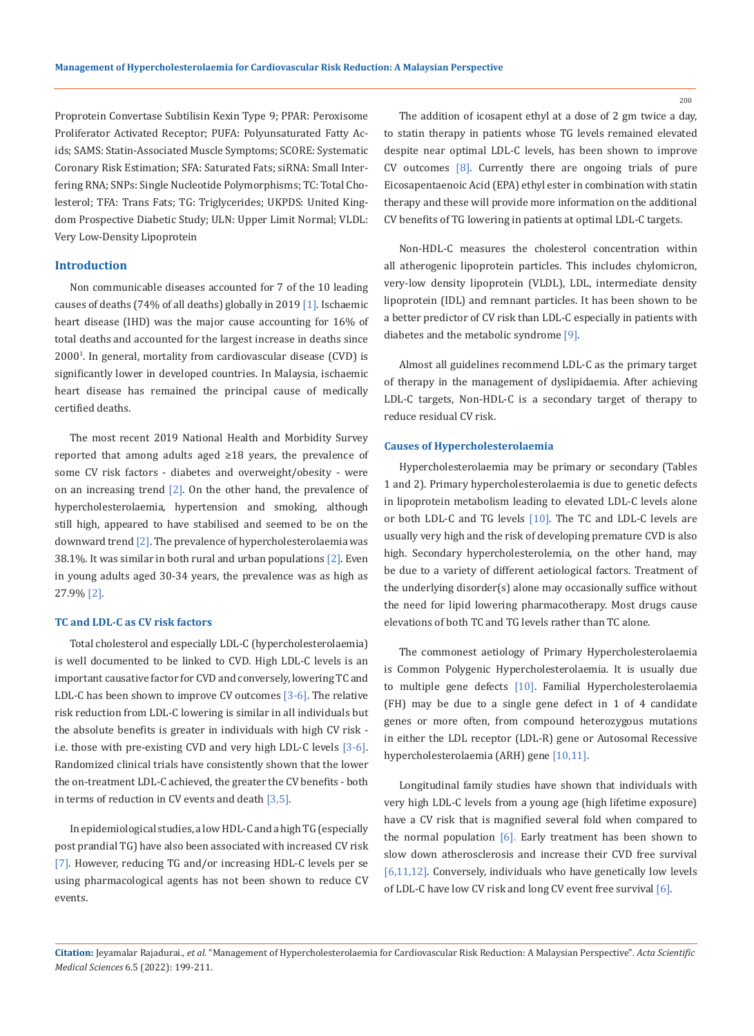Proprotein Convertase Subtilisin Kexin Type 9; PPAR: Peroxisome Proliferator Activated Receptor; PUFA: Polyunsaturated Fatty Acids; SAMS: Statin-Associated Muscle Symptoms; SCORE: Systematic Coronary Risk Estimation; SFA: Saturated Fats; siRNA: Small Interfering RNA; SNPs: Single Nucleotide Polymorphisms; TC: Total Cholesterol; TFA: Trans Fats; TG: Triglycerides; UKPDS: United Kingdom Prospective Diabetic Study; ULN: Upper Limit Normal; VLDL: Very Low-Density Lipoprotein

## Introduction

Non communicable diseases accounted for 7 of the 10 leading causes of deaths (74% of all deaths) globally in 2019 [1]. Ischaemic heart disease (IHD) was the major cause accounting for 16% of total deaths and accounted for the largest increase in deaths since 2000[1]. In general, mortality from cardiovascular disease (CVD) is significantly lower in developed countries. In Malaysia, ischaemic heart disease has remained the principal cause of medically certified deaths.

The most recent 2019 National Health and Morbidity Survey reported that among adults aged ≥18 years, the prevalence of some CV risk factors - diabetes and overweight/obesity - were on an increasing trend [2]. On the other hand, the prevalence of hypercholesterolaemia, hypertension and smoking, although still high, appeared to have stabilised and seemed to be on the downward trend [2]. The prevalence of hypercholesterolaemia was 38.1%. It was similar in both rural and urban populations [2]. Even in young adults aged 30-34 years, the prevalence was as high as 27.9% [2].

### TC and LDL-C as CV risk factors

Total cholesterol and especially LDL-C (hypercholesterolaemia) is well documented to be linked to CVD. High LDL-C levels is an important causative factor for CVD and conversely, lowering TC and LDL-C has been shown to improve CV outcomes [3-6]. The relative risk reduction from LDL-C lowering is similar in all individuals but the absolute benefits is greater in individuals with high CV risk - i.e. those with pre-existing CVD and very high LDL-C levels [3-6]. Randomized clinical trials have consistently shown that the lower the on-treatment LDL-C achieved, the greater the CV benefits - both in terms of reduction in CV events and death [3,5].

In epidemiological studies, a low HDL-C and a high TG (especially post prandial TG) have also been associated with increased CV risk [7]. However, reducing TG and/or increasing HDL-C levels per se using pharmacological agents has not been shown to reduce CV events.

The addition of icosapent ethyl at a dose of 2 gm twice a day, to statin therapy in patients whose TG levels remained elevated despite near optimal LDL-C levels, has been shown to improve CV outcomes [8]. Currently there are ongoing trials of pure Eicosapentaenoic Acid (EPA) ethyl ester in combination with statin therapy and these will provide more information on the additional CV benefits of TG lowering in patients at optimal LDL-C targets.

Non-HDL-C measures the cholesterol concentration within all atherogenic lipoprotein particles. This includes chylomicron, very-low density lipoprotein (VLDL), LDL, intermediate density lipoprotein (IDL) and remnant particles. It has been shown to be a better predictor of CV risk than LDL-C especially in patients with diabetes and the metabolic syndrome [9].

Almost all guidelines recommend LDL-C as the primary target of therapy in the management of dyslipidaemia. After achieving LDL-C targets, Non-HDL-C is a secondary target of therapy to reduce residual CV risk.

### Causes of Hypercholesterolaemia

Hypercholesterolaemia may be primary or secondary (Tables 1 and 2). Primary hypercholesterolaemia is due to genetic defects in lipoprotein metabolism leading to elevated LDL-C levels alone or both LDL-C and TG levels [10]. The TC and LDL-C levels are usually very high and the risk of developing premature CVD is also high. Secondary hypercholesterolemia, on the other hand, may be due to a variety of different aetiological factors. Treatment of the underlying disorder(s) alone may occasionally suffice without the need for lipid lowering pharmacotherapy. Most drugs cause elevations of both TC and TG levels rather than TC alone.

The commonest aetiology of Primary Hypercholesterolaemia is Common Polygenic Hypercholesterolaemia. It is usually due to multiple gene defects [10]. Familial Hypercholesterolaemia (FH) may be due to a single gene defect in 1 of 4 candidate genes or more often, from compound heterozygous mutations in either the LDL receptor (LDL-R) gene or Autosomal Recessive hypercholesterolaemia (ARH) gene [10,11].

Longitudinal family studies have shown that individuals with very high LDL-C levels from a young age (high lifetime exposure) have a CV risk that is magnified several fold when compared to the normal population [6]. Early treatment has been shown to slow down atherosclerosis and increase their CVD free survival [6,11,12]. Conversely, individuals who have genetically low levels of LDL-C have low CV risk and long CV event free survival [6].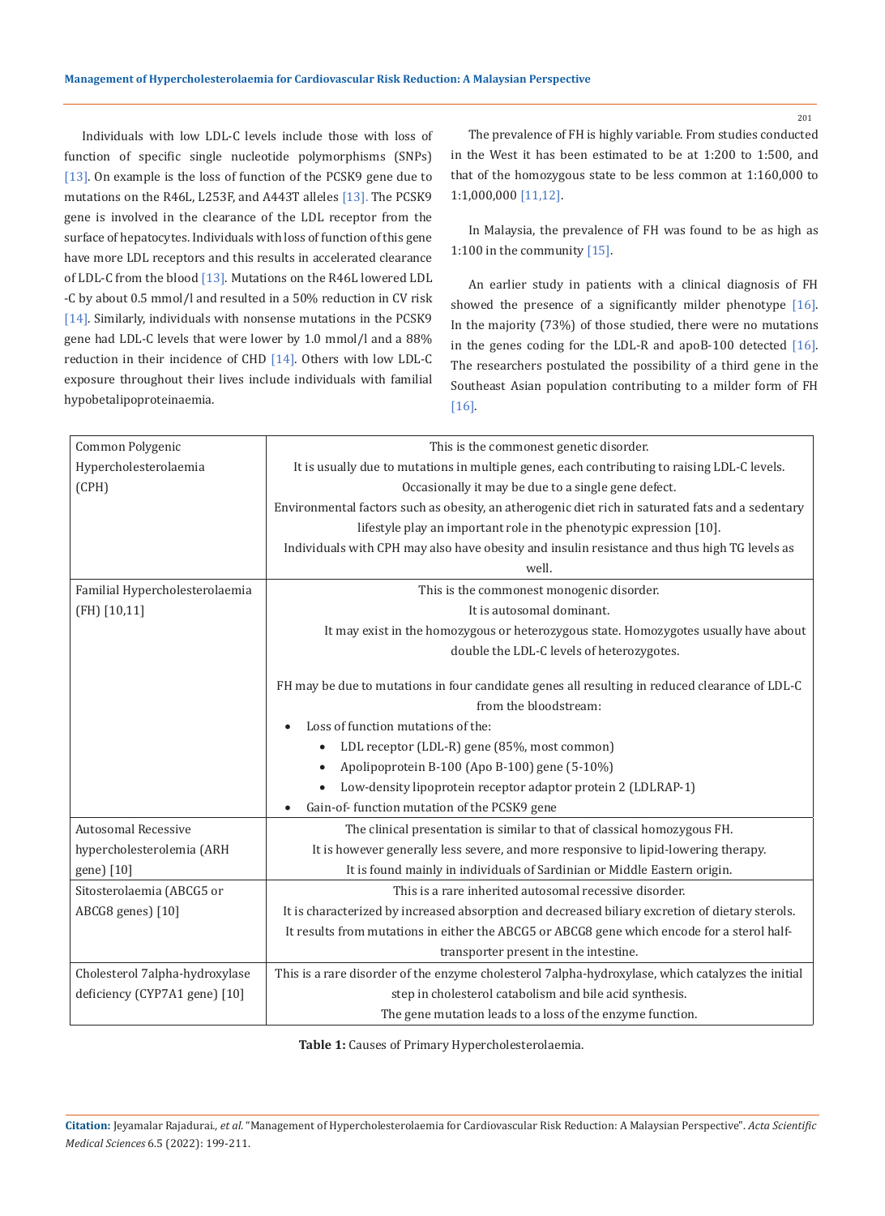Individuals with low LDL-C levels include those with loss of function of specific single nucleotide polymorphisms (SNPs) [13]. On example is the loss of function of the PCSK9 gene due to mutations on the R46L, L253F, and A443T alleles [13]. The PCSK9 gene is involved in the clearance of the LDL receptor from the surface of hepatocytes. Individuals with loss of function of this gene have more LDL receptors and this results in accelerated clearance of LDL-C from the blood [13]. Mutations on the R46L lowered LDL -C by about 0.5 mmol/l and resulted in a 50% reduction in CV risk [14]. Similarly, individuals with nonsense mutations in the PCSK9 gene had LDL-C levels that were lower by 1.0 mmol/l and a 88% reduction in their incidence of CHD [14]. Others with low LDL-C exposure throughout their lives include individuals with familial hypobetalipoproteinaemia.

The prevalence of FH is highly variable. From studies conducted in the West it has been estimated to be at 1:200 to 1:500, and that of the homozygous state to be less common at 1:160,000 to 1:1,000,000 [11,12].

In Malaysia, the prevalence of FH was found to be as high as 1:100 in the community [15].

An earlier study in patients with a clinical diagnosis of FH showed the presence of a significantly milder phenotype [16]. In the majority (73%) of those studied, there were no mutations in the genes coding for the LDL-R and apoB-100 detected [16]. The researchers postulated the possibility of a third gene in the Southeast Asian population contributing to a milder form of FH [16].

| | |
|---|---|
| Common Polygenic Hypercholesterolaemia (CPH) | This is the commonest genetic disorder.<br>It is usually due to mutations in multiple genes, each contributing to raising LDL-C levels.<br>Occasionally it may be due to a single gene defect.<br>Environmental factors such as obesity, an atherogenic diet rich in saturated fats and a sedentary lifestyle play an important role in the phenotypic expression [10].<br>Individuals with CPH may also have obesity and insulin resistance and thus high TG levels as well. |
| Familial Hypercholesterolaemia (FH) [10,11] | This is the commonest monogenic disorder.<br>It is autosomal dominant.<br>It may exist in the homozygous or heterozygous state. Homozygotes usually have about double the LDL-C levels of heterozygotes.<br><br>FH may be due to mutations in four candidate genes all resulting in reduced clearance of LDL-C from the bloodstream:<br>• Loss of function mutations of the:<br>&nbsp;&nbsp;◦ LDL receptor (LDL-R) gene (85%, most common)<br>&nbsp;&nbsp;◦ Apolipoprotein B-100 (Apo B-100) gene (5-10%)<br>&nbsp;&nbsp;◦ Low-density lipoprotein receptor adaptor protein 2 (LDLRAP-1)<br>• Gain-of- function mutation of the PCSK9 gene |
| Autosomal Recessive hypercholesterolemia (ARH gene) [10] | The clinical presentation is similar to that of classical homozygous FH.<br>It is however generally less severe, and more responsive to lipid-lowering therapy.<br>It is found mainly in individuals of Sardinian or Middle Eastern origin. |
| Sitosterolaemia (ABCG5 or ABCG8 genes) [10] | This is a rare inherited autosomal recessive disorder.<br>It is characterized by increased absorption and decreased biliary excretion of dietary sterols.<br>It results from mutations in either the ABCG5 or ABCG8 gene which encode for a sterol half-transporter present in the intestine. |
| Cholesterol 7alpha-hydroxylase deficiency (CYP7A1 gene) [10] | This is a rare disorder of the enzyme cholesterol 7alpha-hydroxylase, which catalyzes the initial step in cholesterol catabolism and bile acid synthesis.<br>The gene mutation leads to a loss of the enzyme function. |

**Table 1:** Causes of Primary Hypercholesterolaemia.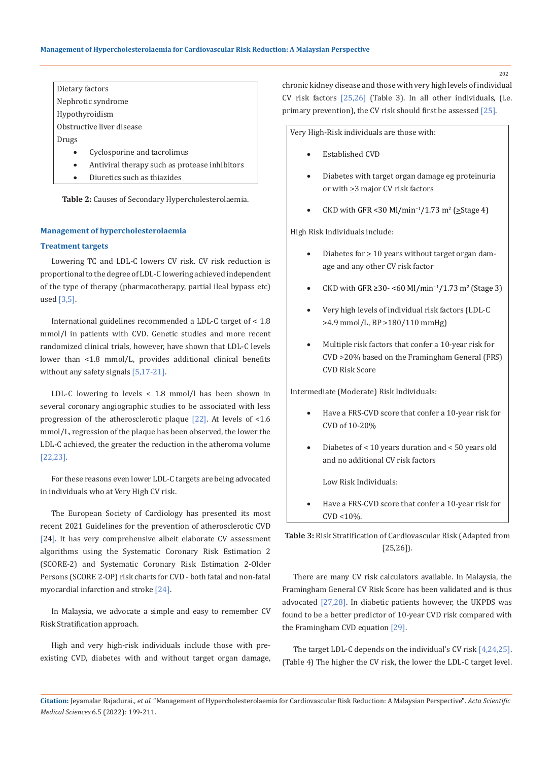| Dietary factors |
|---|
| Nephrotic syndrome |
| Hypothyroidism |
| Obstructive liver disease |
| Drugs |
| • Cyclosporine and tacrolimus |
| • Antiviral therapy such as protease inhibitors |
| • Diuretics such as thiazides |

**Table 2:** Causes of Secondary Hypercholesterolaemia.

## Management of hypercholesterolaemia

### Treatment targets

Lowering TC and LDL-C lowers CV risk. CV risk reduction is proportional to the degree of LDL-C lowering achieved independent of the type of therapy (pharmacotherapy, partial ileal bypass etc) used [3,5].

International guidelines recommended a LDL-C target of < 1.8 mmol/l in patients with CVD. Genetic studies and more recent randomized clinical trials, however, have shown that LDL-C levels lower than <1.8 mmol/L, provides additional clinical benefits without any safety signals [5,17-21].

LDL-C lowering to levels < 1.8 mmol/l has been shown in several coronary angiographic studies to be associated with less progression of the atherosclerotic plaque [22]. At levels of <1.6 mmol/L, regression of the plaque has been observed, the lower the LDL-C achieved, the greater the reduction in the atheroma volume [22,23].

For these reasons even lower LDL-C targets are being advocated in individuals who at Very High CV risk.

The European Society of Cardiology has presented its most recent 2021 Guidelines for the prevention of atherosclerotic CVD [24]. It has very comprehensive albeit elaborate CV assessment algorithms using the Systematic Coronary Risk Estimation 2 (SCORE-2) and Systematic Coronary Risk Estimation 2-Older Persons (SCORE 2-OP) risk charts for CVD - both fatal and non-fatal myocardial infarction and stroke [24].

In Malaysia, we advocate a simple and easy to remember CV Risk Stratification approach.

High and very high-risk individuals include those with pre-existing CVD, diabetes with and without target organ damage, chronic kidney disease and those with very high levels of individual CV risk factors [25,26] (Table 3). In all other individuals, (i.e. primary prevention), the CV risk should first be assessed [25].

| Very High-Risk individuals are those with: |
|---|
| • Established CVD |
| • Diabetes with target organ damage eg proteinuria or with ≥3 major CV risk factors |
| • CKD with GFR <30 Ml/min$^{-1}$/1.73 m$^2$ (≥Stage 4) |
| High Risk Individuals include: |
| • Diabetes for ≥ 10 years without target organ damage and any other CV risk factor |
| • CKD with GFR ≥30- <60 Ml/min$^{-1}$/1.73 m$^2$ (Stage 3) |
| • Very high levels of individual risk factors (LDL-C >4.9 mmol/L, BP >180/110 mmHg) |
| • Multiple risk factors that confer a 10-year risk for CVD >20% based on the Framingham General (FRS) CVD Risk Score |
| Intermediate (Moderate) Risk Individuals: |
| • Have a FRS-CVD score that confer a 10-year risk for CVD of 10-20% |
| • Diabetes of < 10 years duration and < 50 years old and no additional CV risk factors |
| Low Risk Individuals: |
| • Have a FRS-CVD score that confer a 10-year risk for CVD <10%. |

**Table 3:** Risk Stratification of Cardiovascular Risk (Adapted from [25,26]).

There are many CV risk calculators available. In Malaysia, the Framingham General CV Risk Score has been validated and is thus advocated [27,28]. In diabetic patients however, the UKPDS was found to be a better predictor of 10-year CVD risk compared with the Framingham CVD equation [29].

The target LDL-C depends on the individual's CV risk [4,24,25]. (Table 4) The higher the CV risk, the lower the LDL-C target level.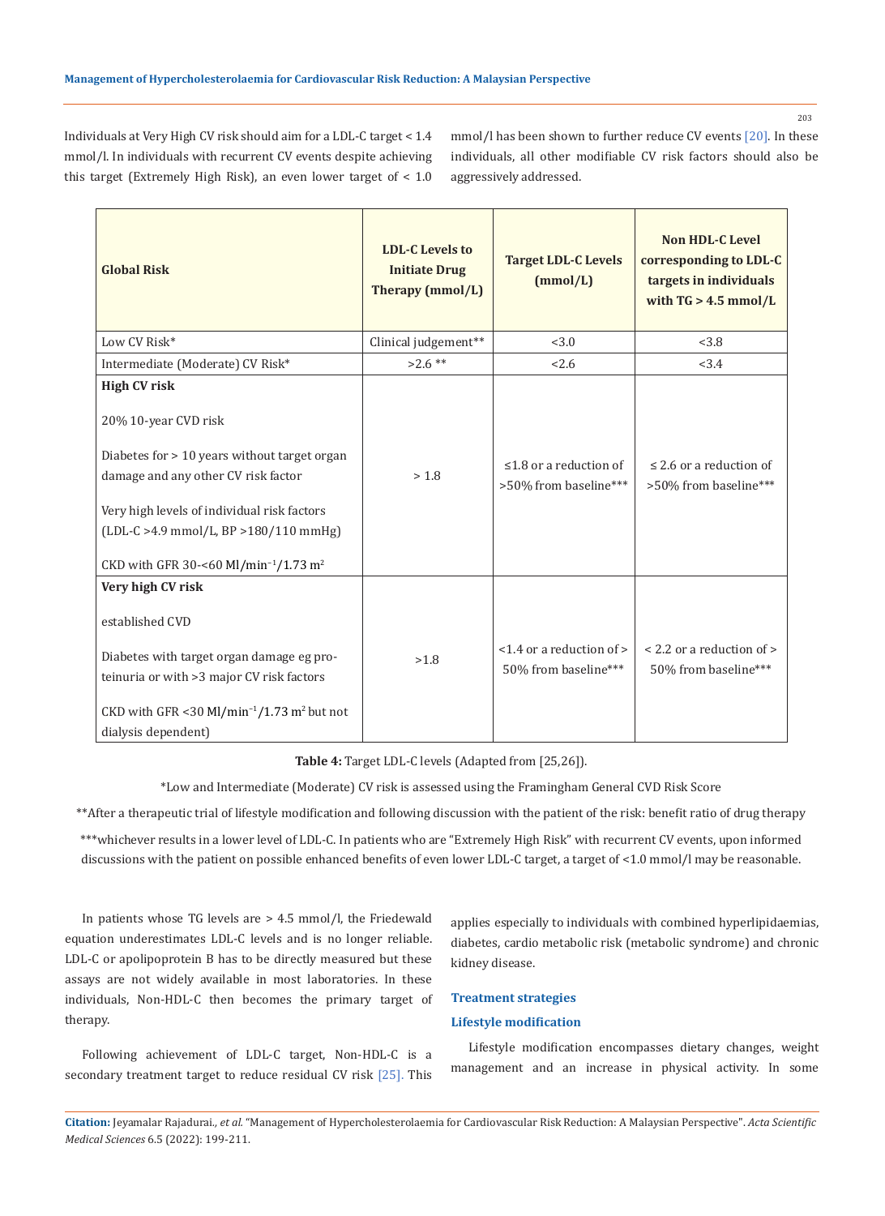Individuals at Very High CV risk should aim for a LDL-C target < 1.4 mmol/l. In individuals with recurrent CV events despite achieving this target (Extremely High Risk), an even lower target of < 1.0 mmol/l has been shown to further reduce CV events [20]. In these individuals, all other modifiable CV risk factors should also be aggressively addressed.

| Global Risk | LDL-C Levels to Initiate Drug Therapy (mmol/L) | Target LDL-C Levels (mmol/L) | Non HDL-C Level corresponding to LDL-C targets in individuals with TG > 4.5 mmol/L |
|---|---|---|---|
| Low CV Risk* | Clinical judgement** | <3.0 | <3.8 |
| Intermediate (Moderate) CV Risk* | >2.6 ** | <2.6 | <3.4 |
| **High CV risk**<br><br>20% 10-year CVD risk<br><br>Diabetes for > 10 years without target organ damage and any other CV risk factor<br><br>Very high levels of individual risk factors (LDL-C >4.9 mmol/L, BP >180/110 mmHg)<br><br>CKD with GFR 30-<60 Ml/min$^{-1}$/1.73 m$^2$ | > 1.8 | ≤1.8 or a reduction of >50% from baseline*** | ≤ 2.6 or a reduction of >50% from baseline*** |
| **Very high CV risk**<br><br>established CVD<br><br>Diabetes with target organ damage eg proteinuria or with >3 major CV risk factors<br><br>CKD with GFR <30 Ml/min$^{-1}$/1.73 m$^2$ but not dialysis dependent) | >1.8 | <1.4 or a reduction of > 50% from baseline*** | < 2.2 or a reduction of > 50% from baseline*** |

**Table 4:** Target LDL-C levels (Adapted from [25,26]).

*Low and Intermediate (Moderate) CV risk is assessed using the Framingham General CVD Risk Score

**After a therapeutic trial of lifestyle modification and following discussion with the patient of the risk: benefit ratio of drug therapy

***whichever results in a lower level of LDL-C. In patients who are "Extremely High Risk" with recurrent CV events, upon informed discussions with the patient on possible enhanced benefits of even lower LDL-C target, a target of <1.0 mmol/l may be reasonable.

In patients whose TG levels are > 4.5 mmol/l, the Friedewald equation underestimates LDL-C levels and is no longer reliable. LDL-C or apolipoprotein B has to be directly measured but these assays are not widely available in most laboratories. In these individuals, Non-HDL-C then becomes the primary target of therapy.

Following achievement of LDL-C target, Non-HDL-C is a secondary treatment target to reduce residual CV risk [25]. This applies especially to individuals with combined hyperlipidaemias, diabetes, cardio metabolic risk (metabolic syndrome) and chronic kidney disease.

## Treatment strategies

### Lifestyle modification

Lifestyle modification encompasses dietary changes, weight management and an increase in physical activity. In some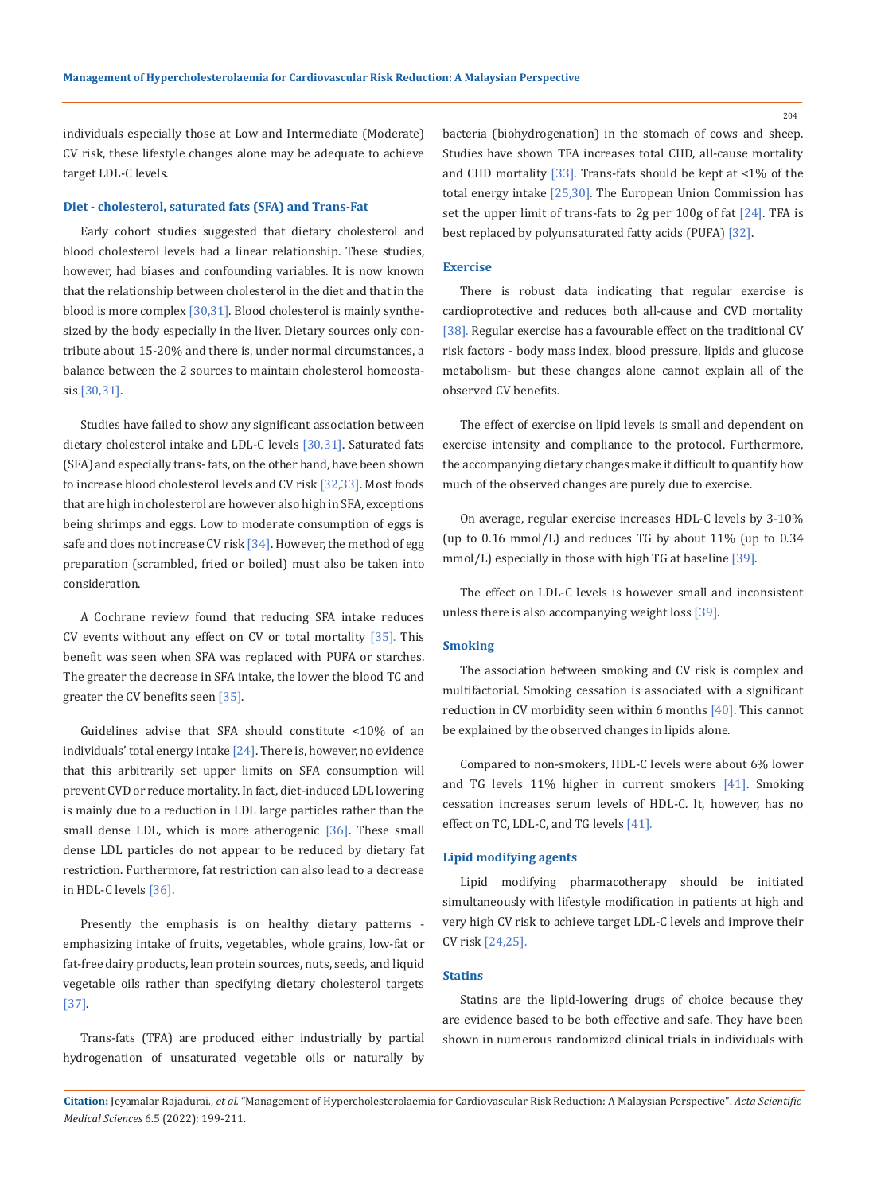individuals especially those at Low and Intermediate (Moderate) CV risk, these lifestyle changes alone may be adequate to achieve target LDL-C levels.

### Diet - cholesterol, saturated fats (SFA) and Trans-Fat

Early cohort studies suggested that dietary cholesterol and blood cholesterol levels had a linear relationship. These studies, however, had biases and confounding variables. It is now known that the relationship between cholesterol in the diet and that in the blood is more complex [30,31]. Blood cholesterol is mainly synthesized by the body especially in the liver. Dietary sources only contribute about 15-20% and there is, under normal circumstances, a balance between the 2 sources to maintain cholesterol homeostasis [30,31].

Studies have failed to show any significant association between dietary cholesterol intake and LDL-C levels [30,31]. Saturated fats (SFA) and especially trans- fats, on the other hand, have been shown to increase blood cholesterol levels and CV risk [32,33]. Most foods that are high in cholesterol are however also high in SFA, exceptions being shrimps and eggs. Low to moderate consumption of eggs is safe and does not increase CV risk [34]. However, the method of egg preparation (scrambled, fried or boiled) must also be taken into consideration.

A Cochrane review found that reducing SFA intake reduces CV events without any effect on CV or total mortality [35]. This benefit was seen when SFA was replaced with PUFA or starches. The greater the decrease in SFA intake, the lower the blood TC and greater the CV benefits seen [35].

Guidelines advise that SFA should constitute <10% of an individuals' total energy intake [24]. There is, however, no evidence that this arbitrarily set upper limits on SFA consumption will prevent CVD or reduce mortality. In fact, diet-induced LDL lowering is mainly due to a reduction in LDL large particles rather than the small dense LDL, which is more atherogenic [36]. These small dense LDL particles do not appear to be reduced by dietary fat restriction. Furthermore, fat restriction can also lead to a decrease in HDL-C levels [36].

Presently the emphasis is on healthy dietary patterns - emphasizing intake of fruits, vegetables, whole grains, low-fat or fat-free dairy products, lean protein sources, nuts, seeds, and liquid vegetable oils rather than specifying dietary cholesterol targets [37].

Trans-fats (TFA) are produced either industrially by partial hydrogenation of unsaturated vegetable oils or naturally by bacteria (biohydrogenation) in the stomach of cows and sheep. Studies have shown TFA increases total CHD, all-cause mortality and CHD mortality [33]. Trans-fats should be kept at <1% of the total energy intake [25,30]. The European Union Commission has set the upper limit of trans-fats to 2g per 100g of fat [24]. TFA is best replaced by polyunsaturated fatty acids (PUFA) [32].

### Exercise

There is robust data indicating that regular exercise is cardioprotective and reduces both all-cause and CVD mortality [38]. Regular exercise has a favourable effect on the traditional CV risk factors - body mass index, blood pressure, lipids and glucose metabolism- but these changes alone cannot explain all of the observed CV benefits.

The effect of exercise on lipid levels is small and dependent on exercise intensity and compliance to the protocol. Furthermore, the accompanying dietary changes make it difficult to quantify how much of the observed changes are purely due to exercise.

On average, regular exercise increases HDL-C levels by 3-10% (up to 0.16 mmol/L) and reduces TG by about 11% (up to 0.34 mmol/L) especially in those with high TG at baseline [39].

The effect on LDL-C levels is however small and inconsistent unless there is also accompanying weight loss [39].

### Smoking

The association between smoking and CV risk is complex and multifactorial. Smoking cessation is associated with a significant reduction in CV morbidity seen within 6 months [40]. This cannot be explained by the observed changes in lipids alone.

Compared to non-smokers, HDL-C levels were about 6% lower and TG levels 11% higher in current smokers [41]. Smoking cessation increases serum levels of HDL-C. It, however, has no effect on TC, LDL-C, and TG levels [41].

### Lipid modifying agents

Lipid modifying pharmacotherapy should be initiated simultaneously with lifestyle modification in patients at high and very high CV risk to achieve target LDL-C levels and improve their CV risk [24,25].

### Statins

Statins are the lipid-lowering drugs of choice because they are evidence based to be both effective and safe. They have been shown in numerous randomized clinical trials in individuals with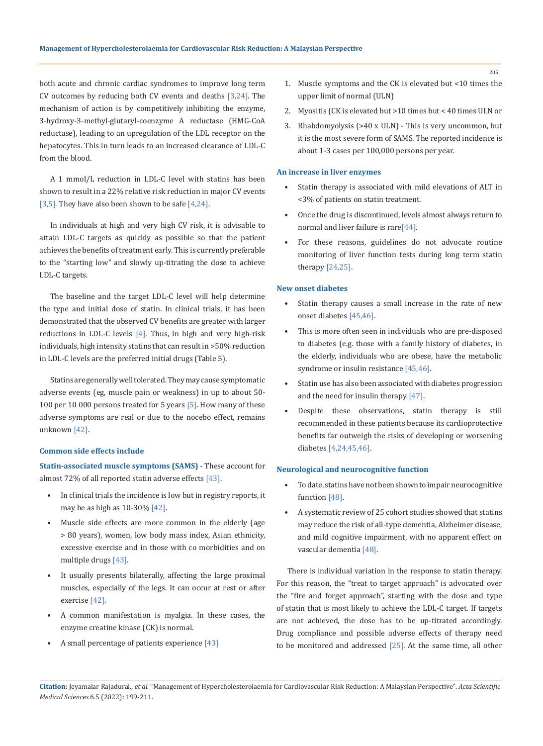both acute and chronic cardiac syndromes to improve long term CV outcomes by reducing both CV events and deaths [3,24]. The mechanism of action is by competitively inhibiting the enzyme, 3-hydroxy-3-methyl-glutaryl-coenzyme A reductase (HMG-CoA reductase), leading to an upregulation of the LDL receptor on the hepatocytes. This in turn leads to an increased clearance of LDL-C from the blood.

A 1 mmol/L reduction in LDL-C level with statins has been shown to result in a 22% relative risk reduction in major CV events [3,5]. They have also been shown to be safe [4,24].

In individuals at high and very high CV risk, it is advisable to attain LDL-C targets as quickly as possible so that the patient achieves the benefits of treatment early. This is currently preferable to the "starting low" and slowly up-titrating the dose to achieve LDL-C targets.

The baseline and the target LDL-C level will help determine the type and initial dose of statin. In clinical trials, it has been demonstrated that the observed CV benefits are greater with larger reductions in LDL-C levels [4]. Thus, in high and very high-risk individuals, high intensity statins that can result in >50% reduction in LDL-C levels are the preferred initial drugs (Table 5).

Statins are generally well tolerated. They may cause symptomatic adverse events (eg, muscle pain or weakness) in up to about 50-100 per 10 000 persons treated for 5 years [5]. How many of these adverse symptoms are real or due to the nocebo effect, remains unknown [42].

### Common side effects include

**Statin-associated muscle symptoms (SAMS)** - These account for almost 72% of all reported statin adverse effects [43].

- In clinical trials the incidence is low but in registry reports, it may be as high as 10-30% [42].
- Muscle side effects are more common in the elderly (age > 80 years), women, low body mass index, Asian ethnicity, excessive exercise and in those with co morbidities and on multiple drugs [43].
- It usually presents bilaterally, affecting the large proximal muscles, especially of the legs. It can occur at rest or after exercise [42].
- A common manifestation is myalgia. In these cases, the enzyme creatine kinase (CK) is normal.
- A small percentage of patients experience [43]

1. Muscle symptoms and the CK is elevated but <10 times the upper limit of normal (ULN)
2. Myositis (CK is elevated but >10 times but < 40 times ULN or
3. Rhabdomyolysis (>40 x ULN) - This is very uncommon, but it is the most severe form of SAMS. The reported incidence is about 1-3 cases per 100,000 persons per year.

### An increase in liver enzymes

- Statin therapy is associated with mild elevations of ALT in <3% of patients on statin treatment.
- Once the drug is discontinued, levels almost always return to normal and liver failure is rare[44].
- For these reasons, guidelines do not advocate routine monitoring of liver function tests during long term statin therapy [24,25].

### New onset diabetes

- Statin therapy causes a small increase in the rate of new onset diabetes [45,46].
- This is more often seen in individuals who are pre-disposed to diabetes (e.g. those with a family history of diabetes, in the elderly, individuals who are obese, have the metabolic syndrome or insulin resistance [45,46].
- Statin use has also been associated with diabetes progression and the need for insulin therapy [47].
- Despite these observations, statin therapy is still recommended in these patients because its cardioprotective benefits far outweigh the risks of developing or worsening diabetes [4,24,45,46].

### Neurological and neurocognitive function

- To date, statins have not been shown to impair neurocognitive function [48].
- A systematic review of 25 cohort studies showed that statins may reduce the risk of all-type dementia, Alzheimer disease, and mild cognitive impairment, with no apparent effect on vascular dementia [48].

There is individual variation in the response to statin therapy. For this reason, the "treat to target approach" is advocated over the "fire and forget approach", starting with the dose and type of statin that is most likely to achieve the LDL-C target. If targets are not achieved, the dose has to be up-titrated accordingly. Drug compliance and possible adverse effects of therapy need to be monitored and addressed [25]. At the same time, all other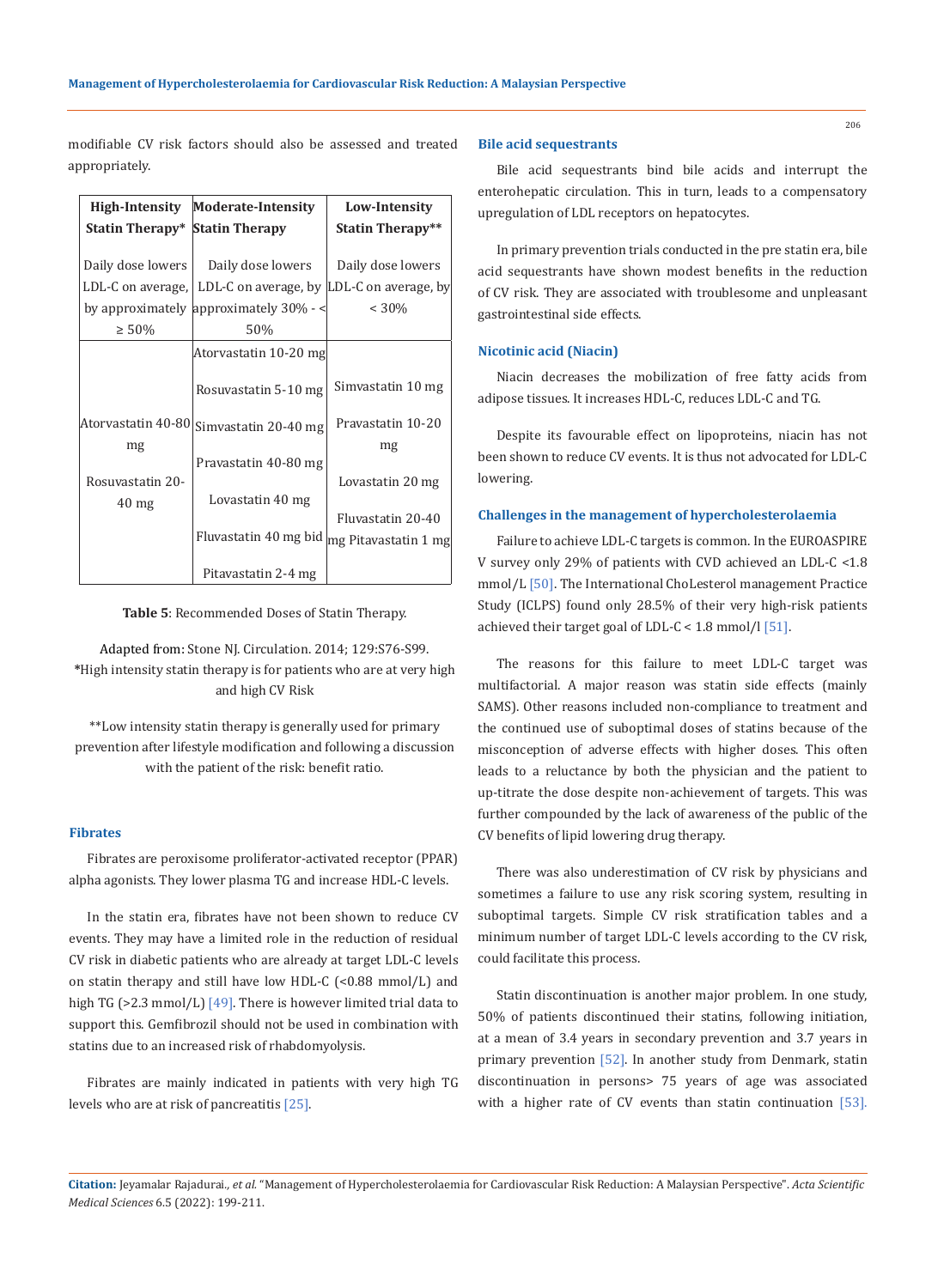modifiable CV risk factors should also be assessed and treated appropriately.

| High-Intensity Statin Therapy* | Moderate-Intensity Statin Therapy | Low-Intensity Statin Therapy** |
|---|---|---|
| Daily dose lowers LDL-C on average, by approximately ≥ 50% | Daily dose lowers LDL-C on average, by approximately 30% - < 50% | Daily dose lowers LDL-C on average, by < 30% |
| Atorvastatin 40-80 mg<br><br>Rosuvastatin 20-40 mg | Atorvastatin 10-20 mg<br><br>Rosuvastatin 5-10 mg<br><br>Simvastatin 20-40 mg<br><br>Pravastatin 40-80 mg<br><br>Lovastatin 40 mg<br><br>Fluvastatin 40 mg bid<br><br>Pitavastatin 2-4 mg | Simvastatin 10 mg<br><br>Pravastatin 10-20 mg<br><br>Lovastatin 20 mg<br><br>Fluvastatin 20-40 mg Pitavastatin 1 mg |

**Table 5**: Recommended Doses of Statin Therapy.

Adapted from: Stone NJ. Circulation. 2014; 129:S76-S99.
*High intensity statin therapy is for patients who are at very high and high CV Risk

**Low intensity statin therapy is generally used for primary prevention after lifestyle modification and following a discussion with the patient of the risk: benefit ratio.

### Fibrates

Fibrates are peroxisome proliferator-activated receptor (PPAR) alpha agonists. They lower plasma TG and increase HDL-C levels.

In the statin era, fibrates have not been shown to reduce CV events. They may have a limited role in the reduction of residual CV risk in diabetic patients who are already at target LDL-C levels on statin therapy and still have low HDL-C (<0.88 mmol/L) and high TG (>2.3 mmol/L) [49]. There is however limited trial data to support this. Gemfibrozil should not be used in combination with statins due to an increased risk of rhabdomyolysis.

Fibrates are mainly indicated in patients with very high TG levels who are at risk of pancreatitis [25].

### Bile acid sequestrants

Bile acid sequestrants bind bile acids and interrupt the enterohepatic circulation. This in turn, leads to a compensatory upregulation of LDL receptors on hepatocytes.

In primary prevention trials conducted in the pre statin era, bile acid sequestrants have shown modest benefits in the reduction of CV risk. They are associated with troublesome and unpleasant gastrointestinal side effects.

### Nicotinic acid (Niacin)

Niacin decreases the mobilization of free fatty acids from adipose tissues. It increases HDL-C, reduces LDL-C and TG.

Despite its favourable effect on lipoproteins, niacin has not been shown to reduce CV events. It is thus not advocated for LDL-C lowering.

### Challenges in the management of hypercholesterolaemia

Failure to achieve LDL-C targets is common. In the EUROASPIRE V survey only 29% of patients with CVD achieved an LDL-C <1.8 mmol/L [50]. The International ChoLesterol management Practice Study (ICLPS) found only 28.5% of their very high-risk patients achieved their target goal of LDL-C < 1.8 mmol/l [51].

The reasons for this failure to meet LDL-C target was multifactorial. A major reason was statin side effects (mainly SAMS). Other reasons included non-compliance to treatment and the continued use of suboptimal doses of statins because of the misconception of adverse effects with higher doses. This often leads to a reluctance by both the physician and the patient to up-titrate the dose despite non-achievement of targets. This was further compounded by the lack of awareness of the public of the CV benefits of lipid lowering drug therapy.

There was also underestimation of CV risk by physicians and sometimes a failure to use any risk scoring system, resulting in suboptimal targets. Simple CV risk stratification tables and a minimum number of target LDL-C levels according to the CV risk, could facilitate this process.

Statin discontinuation is another major problem. In one study, 50% of patients discontinued their statins, following initiation, at a mean of 3.4 years in secondary prevention and 3.7 years in primary prevention [52]. In another study from Denmark, statin discontinuation in persons> 75 years of age was associated with a higher rate of CV events than statin continuation [53].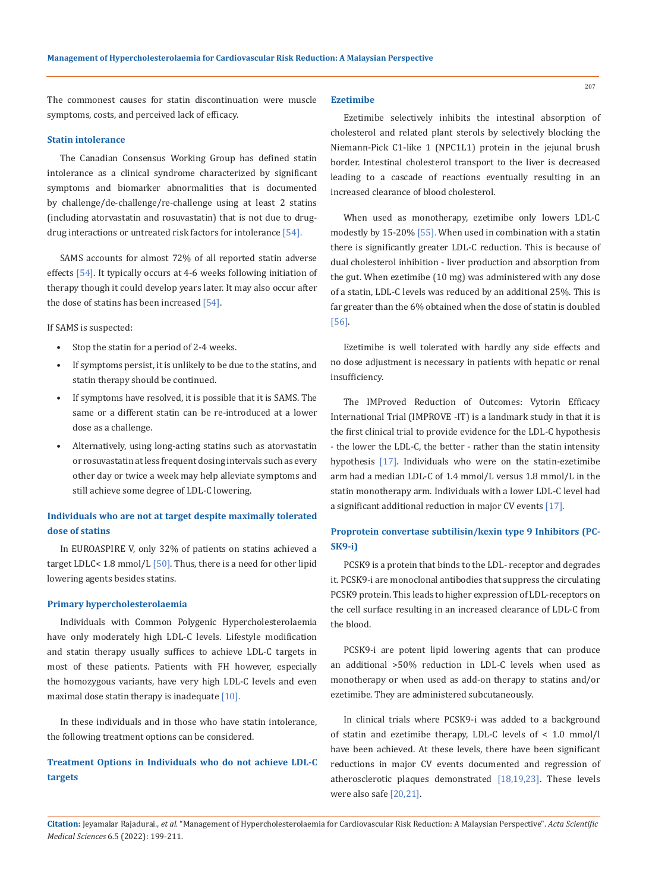The commonest causes for statin discontinuation were muscle symptoms, costs, and perceived lack of efficacy.

### Statin intolerance

The Canadian Consensus Working Group has defined statin intolerance as a clinical syndrome characterized by significant symptoms and biomarker abnormalities that is documented by challenge/de-challenge/re-challenge using at least 2 statins (including atorvastatin and rosuvastatin) that is not due to drug-drug interactions or untreated risk factors for intolerance [54].

SAMS accounts for almost 72% of all reported statin adverse effects [54]. It typically occurs at 4-6 weeks following initiation of therapy though it could develop years later. It may also occur after the dose of statins has been increased [54].

If SAMS is suspected:

- Stop the statin for a period of 2-4 weeks.
- If symptoms persist, it is unlikely to be due to the statins, and statin therapy should be continued.
- If symptoms have resolved, it is possible that it is SAMS. The same or a different statin can be re-introduced at a lower dose as a challenge.
- Alternatively, using long-acting statins such as atorvastatin or rosuvastatin at less frequent dosing intervals such as every other day or twice a week may help alleviate symptoms and still achieve some degree of LDL-C lowering.

## Individuals who are not at target despite maximally tolerated dose of statins

In EUROASPIRE V, only 32% of patients on statins achieved a target LDLC< 1.8 mmol/L [50]. Thus, there is a need for other lipid lowering agents besides statins.

### Primary hypercholesterolaemia

Individuals with Common Polygenic Hypercholesterolaemia have only moderately high LDL-C levels. Lifestyle modification and statin therapy usually suffices to achieve LDL-C targets in most of these patients. Patients with FH however, especially the homozygous variants, have very high LDL-C levels and even maximal dose statin therapy is inadequate [10].

In these individuals and in those who have statin intolerance, the following treatment options can be considered.

## Treatment Options in Individuals who do not achieve LDL-C targets

### Ezetimibe

Ezetimibe selectively inhibits the intestinal absorption of cholesterol and related plant sterols by selectively blocking the Niemann-Pick C1-like 1 (NPC1L1) protein in the jejunal brush border. Intestinal cholesterol transport to the liver is decreased leading to a cascade of reactions eventually resulting in an increased clearance of blood cholesterol.

When used as monotherapy, ezetimibe only lowers LDL-C modestly by 15-20% [55]. When used in combination with a statin there is significantly greater LDL-C reduction. This is because of dual cholesterol inhibition - liver production and absorption from the gut. When ezetimibe (10 mg) was administered with any dose of a statin, LDL-C levels was reduced by an additional 25%. This is far greater than the 6% obtained when the dose of statin is doubled [56].

Ezetimibe is well tolerated with hardly any side effects and no dose adjustment is necessary in patients with hepatic or renal insufficiency.

The IMProved Reduction of Outcomes: Vytorin Efficacy International Trial (IMPROVE -IT) is a landmark study in that it is the first clinical trial to provide evidence for the LDL-C hypothesis - the lower the LDL-C, the better - rather than the statin intensity hypothesis [17]. Individuals who were on the statin-ezetimibe arm had a median LDL-C of 1.4 mmol/L versus 1.8 mmol/L in the statin monotherapy arm. Individuals with a lower LDL-C level had a significant additional reduction in major CV events [17].

### Proprotein convertase subtilisin/kexin type 9 Inhibitors (PCSK9-i)

PCSK9 is a protein that binds to the LDL- receptor and degrades it. PCSK9-i are monoclonal antibodies that suppress the circulating PCSK9 protein. This leads to higher expression of LDL-receptors on the cell surface resulting in an increased clearance of LDL-C from the blood.

PCSK9-i are potent lipid lowering agents that can produce an additional >50% reduction in LDL-C levels when used as monotherapy or when used as add-on therapy to statins and/or ezetimibe. They are administered subcutaneously.

In clinical trials where PCSK9-i was added to a background of statin and ezetimibe therapy, LDL-C levels of < 1.0 mmol/l have been achieved. At these levels, there have been significant reductions in major CV events documented and regression of atherosclerotic plaques demonstrated [18,19,23]. These levels were also safe [20,21].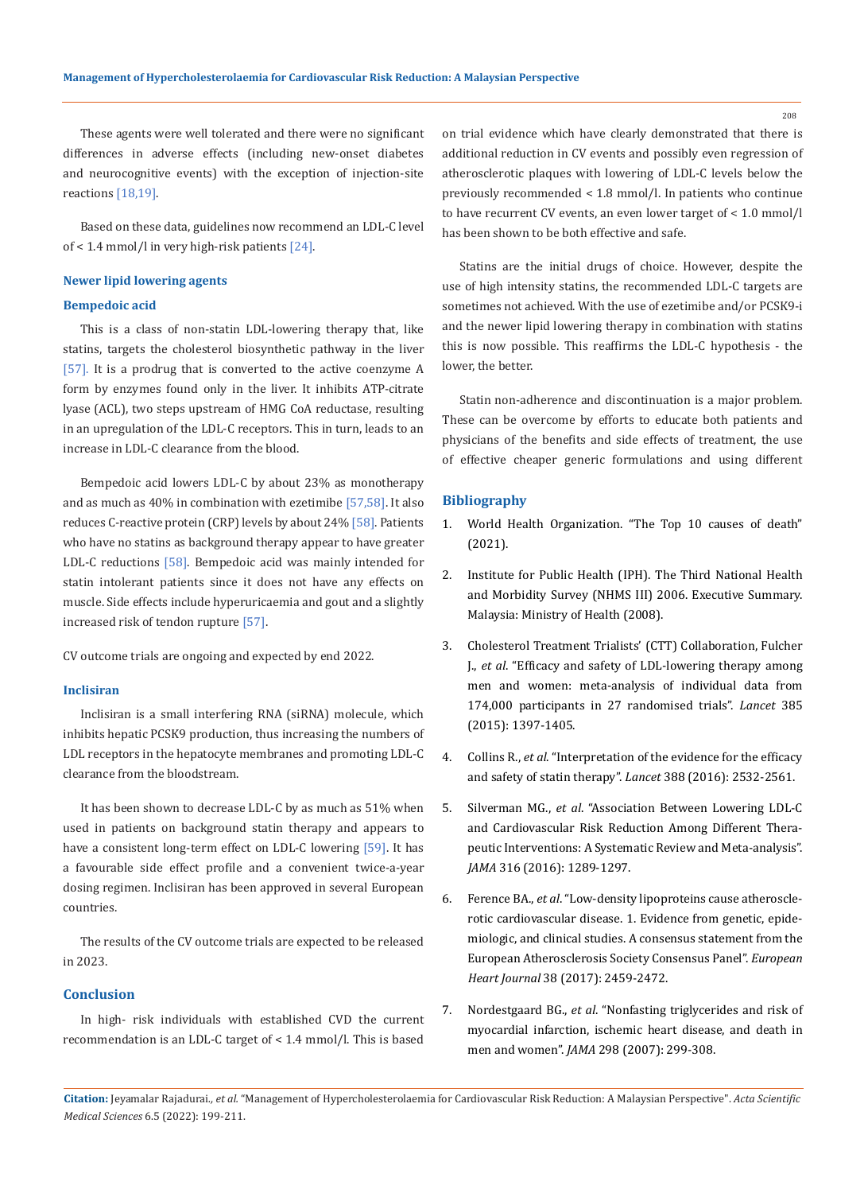These agents were well tolerated and there were no significant differences in adverse effects (including new-onset diabetes and neurocognitive events) with the exception of injection-site reactions [18,19].

Based on these data, guidelines now recommend an LDL-C level of < 1.4 mmol/l in very high-risk patients [24].

## Newer lipid lowering agents

### Bempedoic acid

This is a class of non-statin LDL-lowering therapy that, like statins, targets the cholesterol biosynthetic pathway in the liver [57]. It is a prodrug that is converted to the active coenzyme A form by enzymes found only in the liver. It inhibits ATP-citrate lyase (ACL), two steps upstream of HMG CoA reductase, resulting in an upregulation of the LDL-C receptors. This in turn, leads to an increase in LDL-C clearance from the blood.

Bempedoic acid lowers LDL-C by about 23% as monotherapy and as much as 40% in combination with ezetimibe [57,58]. It also reduces C-reactive protein (CRP) levels by about 24% [58]. Patients who have no statins as background therapy appear to have greater LDL-C reductions [58]. Bempedoic acid was mainly intended for statin intolerant patients since it does not have any effects on muscle. Side effects include hyperuricaemia and gout and a slightly increased risk of tendon rupture [57].

CV outcome trials are ongoing and expected by end 2022.

### Inclisiran

Inclisiran is a small interfering RNA (siRNA) molecule, which inhibits hepatic PCSK9 production, thus increasing the numbers of LDL receptors in the hepatocyte membranes and promoting LDL-C clearance from the bloodstream.

It has been shown to decrease LDL-C by as much as 51% when used in patients on background statin therapy and appears to have a consistent long-term effect on LDL-C lowering [59]. It has a favourable side effect profile and a convenient twice-a-year dosing regimen. Inclisiran has been approved in several European countries.

The results of the CV outcome trials are expected to be released in 2023.

## Conclusion

In high- risk individuals with established CVD the current recommendation is an LDL-C target of < 1.4 mmol/l. This is based on trial evidence which have clearly demonstrated that there is additional reduction in CV events and possibly even regression of atherosclerotic plaques with lowering of LDL-C levels below the previously recommended < 1.8 mmol/l. In patients who continue to have recurrent CV events, an even lower target of < 1.0 mmol/l has been shown to be both effective and safe.

Statins are the initial drugs of choice. However, despite the use of high intensity statins, the recommended LDL-C targets are sometimes not achieved. With the use of ezetimibe and/or PCSK9-i and the newer lipid lowering therapy in combination with statins this is now possible. This reaffirms the LDL-C hypothesis - the lower, the better.

Statin non-adherence and discontinuation is a major problem. These can be overcome by efforts to educate both patients and physicians of the benefits and side effects of treatment, the use of effective cheaper generic formulations and using different

## Bibliography

1. World Health Organization. "The Top 10 causes of death" (2021).
2. Institute for Public Health (IPH). The Third National Health and Morbidity Survey (NHMS III) 2006. Executive Summary. Malaysia: Ministry of Health (2008).
3. Cholesterol Treatment Trialists' (CTT) Collaboration, Fulcher J., *et al*. "Efficacy and safety of LDL-lowering therapy among men and women: meta-analysis of individual data from 174,000 participants in 27 randomised trials". *Lancet* 385 (2015): 1397-1405.
4. Collins R., *et al*. "Interpretation of the evidence for the efficacy and safety of statin therapy". *Lancet* 388 (2016): 2532-2561.
5. Silverman MG., *et al*. "Association Between Lowering LDL-C and Cardiovascular Risk Reduction Among Different Therapeutic Interventions: A Systematic Review and Meta-analysis". *JAMA* 316 (2016): 1289-1297.
6. Ference BA., *et al*. "Low-density lipoproteins cause atherosclerotic cardiovascular disease. 1. Evidence from genetic, epidemiologic, and clinical studies. A consensus statement from the European Atherosclerosis Society Consensus Panel". *European Heart Journal* 38 (2017): 2459-2472.
7. Nordestgaard BG., *et al*. "Nonfasting triglycerides and risk of myocardial infarction, ischemic heart disease, and death in men and women". *JAMA* 298 (2007): 299-308.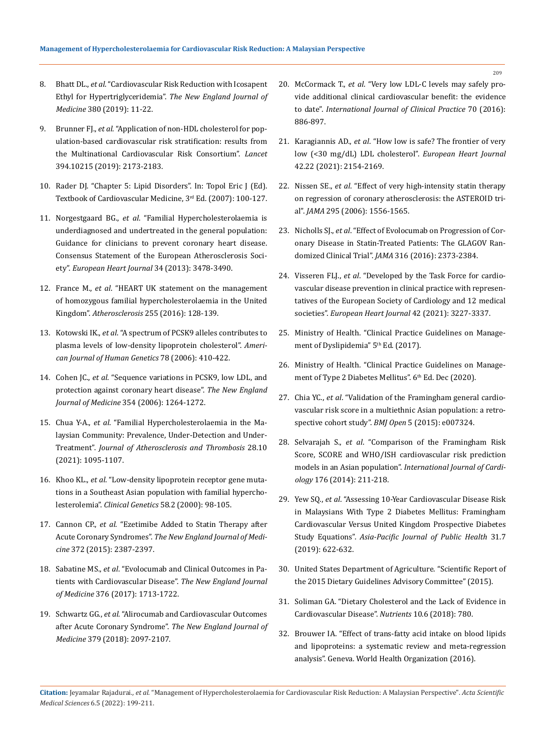8. Bhatt DL., *et al.* "Cardiovascular Risk Reduction with Icosapent Ethyl for Hypertriglyceridemia". *The New England Journal of Medicine* 380 (2019): 11-22.
9. Brunner FJ., *et al.* "Application of non-HDL cholesterol for population-based cardiovascular risk stratification: results from the Multinational Cardiovascular Risk Consortium". *Lancet* 394.10215 (2019): 2173-2183.
10. Rader DJ. "Chapter 5: Lipid Disorders". In: Topol Eric J (Ed). Textbook of Cardiovascular Medicine, 3rd Ed. (2007): 100-127.
11. Norgestgaard BG., *et al.* "Familial Hypercholesterolaemia is underdiagnosed and undertreated in the general population: Guidance for clinicians to prevent coronary heart disease. Consensus Statement of the European Atherosclerosis Society". *European Heart Journal* 34 (2013): 3478-3490.
12. France M., *et al.* "HEART UK statement on the management of homozygous familial hypercholesterolaemia in the United Kingdom". *Atherosclerosis* 255 (2016): 128-139.
13. Kotowski IK., *et al.* "A spectrum of PCSK9 alleles contributes to plasma levels of low-density lipoprotein cholesterol". *American Journal of Human Genetics* 78 (2006): 410-422.
14. Cohen JC., *et al.* "Sequence variations in PCSK9, low LDL, and protection against coronary heart disease". *The New England Journal of Medicine* 354 (2006): 1264-1272.
15. Chua Y-A., *et al.* "Familial Hypercholesterolaemia in the Malaysian Community: Prevalence, Under-Detection and Under-Treatment". *Journal of Atherosclerosis and Thrombosis* 28.10 (2021): 1095-1107.
16. Khoo KL., *et al.* "Low-density lipoprotein receptor gene mutations in a Southeast Asian population with familial hypercholesterolemia". *Clinical Genetics* 58.2 (2000): 98-105.
17. Cannon CP., *et al.* "Ezetimibe Added to Statin Therapy after Acute Coronary Syndromes". *The New England Journal of Medicine* 372 (2015): 2387-2397.
18. Sabatine MS., *et al.* "Evolocumab and Clinical Outcomes in Patients with Cardiovascular Disease". *The New England Journal of Medicine* 376 (2017): 1713-1722.
19. Schwartz GG., *et al.* "Alirocumab and Cardiovascular Outcomes after Acute Coronary Syndrome". *The New England Journal of Medicine* 379 (2018): 2097-2107.
20. McCormack T., *et al.* "Very low LDL-C levels may safely provide additional clinical cardiovascular benefit: the evidence to date". *International Journal of Clinical Practice* 70 (2016): 886-897.
21. Karagiannis AD., *et al.* "How low is safe? The frontier of very low (<30 mg/dL) LDL cholesterol". *European Heart Journal* 42.22 (2021): 2154-2169.
22. Nissen SE., *et al.* "Effect of very high-intensity statin therapy on regression of coronary atherosclerosis: the ASTEROID trial". *JAMA* 295 (2006): 1556-1565.
23. Nicholls SJ., *et al.* "Effect of Evolocumab on Progression of Coronary Disease in Statin-Treated Patients: The GLAGOV Randomized Clinical Trial". *JAMA* 316 (2016): 2373-2384.
24. Visseren FLJ., *et al.* "Developed by the Task Force for cardiovascular disease prevention in clinical practice with representatives of the European Society of Cardiology and 12 medical societies". *European Heart Journal* 42 (2021): 3227-3337.
25. Ministry of Health. "Clinical Practice Guidelines on Management of Dyslipidemia" 5th Ed. (2017).
26. Ministry of Health. "Clinical Practice Guidelines on Management of Type 2 Diabetes Mellitus". 6th Ed. Dec (2020).
27. Chia YC., *et al.* "Validation of the Framingham general cardiovascular risk score in a multiethnic Asian population: a retrospective cohort study". *BMJ Open* 5 (2015): e007324.
28. Selvarajah S., *et al.* "Comparison of the Framingham Risk Score, SCORE and WHO/ISH cardiovascular risk prediction models in an Asian population". *International Journal of Cardiology* 176 (2014): 211-218.
29. Yew SQ., *et al.* "Assessing 10-Year Cardiovascular Disease Risk in Malaysians With Type 2 Diabetes Mellitus: Framingham Cardiovascular Versus United Kingdom Prospective Diabetes Study Equations". *Asia-Pacific Journal of Public Health* 31.7 (2019): 622-632.
30. United States Department of Agriculture. "Scientific Report of the 2015 Dietary Guidelines Advisory Committee" (2015).
31. Soliman GA. "Dietary Cholesterol and the Lack of Evidence in Cardiovascular Disease". *Nutrients* 10.6 (2018): 780.
32. Brouwer IA. "Effect of trans-fatty acid intake on blood lipids and lipoproteins: a systematic review and meta-regression analysis". Geneva. World Health Organization (2016).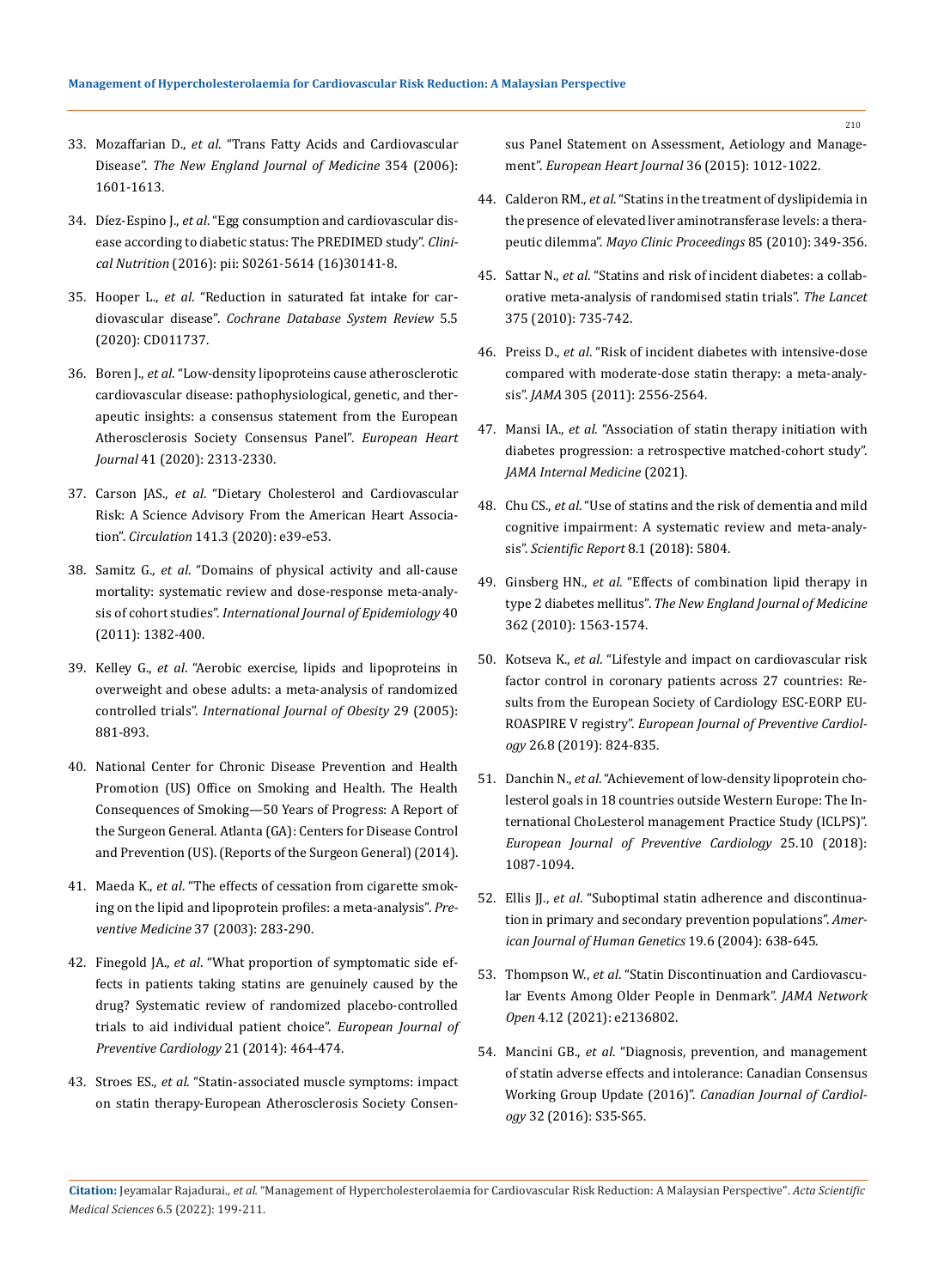33. Mozaffarian D., *et al*. "Trans Fatty Acids and Cardiovascular Disease". *The New England Journal of Medicine* 354 (2006): 1601-1613.

34. Díez-Espino J., *et al*. "Egg consumption and cardiovascular disease according to diabetic status: The PREDIMED study". *Clinical Nutrition* (2016): pii: S0261-5614 (16)30141-8.

35. Hooper L., *et al*. "Reduction in saturated fat intake for cardiovascular disease". *Cochrane Database System Review* 5.5 (2020): CD011737.

36. Boren J., *et al*. "Low-density lipoproteins cause atherosclerotic cardiovascular disease: pathophysiological, genetic, and therapeutic insights: a consensus statement from the European Atherosclerosis Society Consensus Panel". *European Heart Journal* 41 (2020): 2313-2330.

37. Carson JAS., *et al*. "Dietary Cholesterol and Cardiovascular Risk: A Science Advisory From the American Heart Association". *Circulation* 141.3 (2020): e39-e53.

38. Samitz G., *et al*. "Domains of physical activity and all-cause mortality: systematic review and dose-response meta-analysis of cohort studies". *International Journal of Epidemiology* 40 (2011): 1382-400.

39. Kelley G., *et al*. "Aerobic exercise, lipids and lipoproteins in overweight and obese adults: a meta-analysis of randomized controlled trials". *International Journal of Obesity* 29 (2005): 881-893.

40. National Center for Chronic Disease Prevention and Health Promotion (US) Office on Smoking and Health. The Health Consequences of Smoking—50 Years of Progress: A Report of the Surgeon General. Atlanta (GA): Centers for Disease Control and Prevention (US). (Reports of the Surgeon General) (2014).

41. Maeda K., *et al*. "The effects of cessation from cigarette smoking on the lipid and lipoprotein profiles: a meta-analysis". *Preventive Medicine* 37 (2003): 283-290.

42. Finegold JA., *et al*. "What proportion of symptomatic side effects in patients taking statins are genuinely caused by the drug? Systematic review of randomized placebo-controlled trials to aid individual patient choice". *European Journal of Preventive Cardiology* 21 (2014): 464-474.

43. Stroes ES., *et al*. "Statin-associated muscle symptoms: impact on statin therapy-European Atherosclerosis Society Consensus Panel Statement on Assessment, Aetiology and Management". *European Heart Journal* 36 (2015): 1012-1022.

44. Calderon RM., *et al*. "Statins in the treatment of dyslipidemia in the presence of elevated liver aminotransferase levels: a therapeutic dilemma". *Mayo Clinic Proceedings* 85 (2010): 349-356.

45. Sattar N., *et al*. "Statins and risk of incident diabetes: a collaborative meta-analysis of randomised statin trials". *The Lancet* 375 (2010): 735-742.

46. Preiss D., *et al*. "Risk of incident diabetes with intensive-dose compared with moderate-dose statin therapy: a meta-analysis". *JAMA* 305 (2011): 2556-2564.

47. Mansi IA., *et al*. "Association of statin therapy initiation with diabetes progression: a retrospective matched-cohort study". *JAMA Internal Medicine* (2021).

48. Chu CS., *et al*. "Use of statins and the risk of dementia and mild cognitive impairment: A systematic review and meta-analysis". *Scientific Report* 8.1 (2018): 5804.

49. Ginsberg HN., *et al*. "Effects of combination lipid therapy in type 2 diabetes mellitus". *The New England Journal of Medicine* 362 (2010): 1563-1574.

50. Kotseva K., *et al*. "Lifestyle and impact on cardiovascular risk factor control in coronary patients across 27 countries: Results from the European Society of Cardiology ESC-EORP EUROASPIRE V registry". *European Journal of Preventive Cardiology* 26.8 (2019): 824-835.

51. Danchin N., *et al*. "Achievement of low-density lipoprotein cholesterol goals in 18 countries outside Western Europe: The International ChoLesterol management Practice Study (ICLPS)". *European Journal of Preventive Cardiology* 25.10 (2018): 1087-1094.

52. Ellis JJ., *et al*. "Suboptimal statin adherence and discontinuation in primary and secondary prevention populations". *American Journal of Human Genetics* 19.6 (2004): 638-645.

53. Thompson W., *et al*. "Statin Discontinuation and Cardiovascular Events Among Older People in Denmark". *JAMA Network Open* 4.12 (2021): e2136802.

54. Mancini GB., *et al*. "Diagnosis, prevention, and management of statin adverse effects and intolerance: Canadian Consensus Working Group Update (2016)". *Canadian Journal of Cardiology* 32 (2016): S35-S65.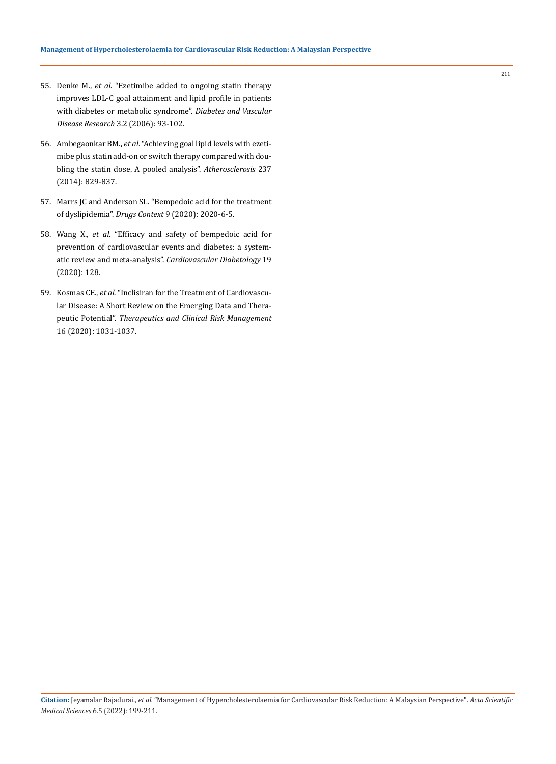55. Denke M., *et al*. "Ezetimibe added to ongoing statin therapy improves LDL-C goal attainment and lipid profile in patients with diabetes or metabolic syndrome". *Diabetes and Vascular Disease Research* 3.2 (2006): 93-102.

56. Ambegaonkar BM., *et al*. "Achieving goal lipid levels with ezetimibe plus statin add-on or switch therapy compared with doubling the statin dose. A pooled analysis". *Atherosclerosis* 237 (2014): 829-837.

57. Marrs JC and Anderson SL. "Bempedoic acid for the treatment of dyslipidemia". *Drugs Context* 9 (2020): 2020-6-5.

58. Wang X., *et al*. "Efficacy and safety of bempedoic acid for prevention of cardiovascular events and diabetes: a systematic review and meta-analysis". *Cardiovascular Diabetology* 19 (2020): 128.

59. Kosmas CE., *et al*. "Inclisiran for the Treatment of Cardiovascular Disease: A Short Review on the Emerging Data and Therapeutic Potential". *Therapeutics and Clinical Risk Management* 16 (2020): 1031-1037.